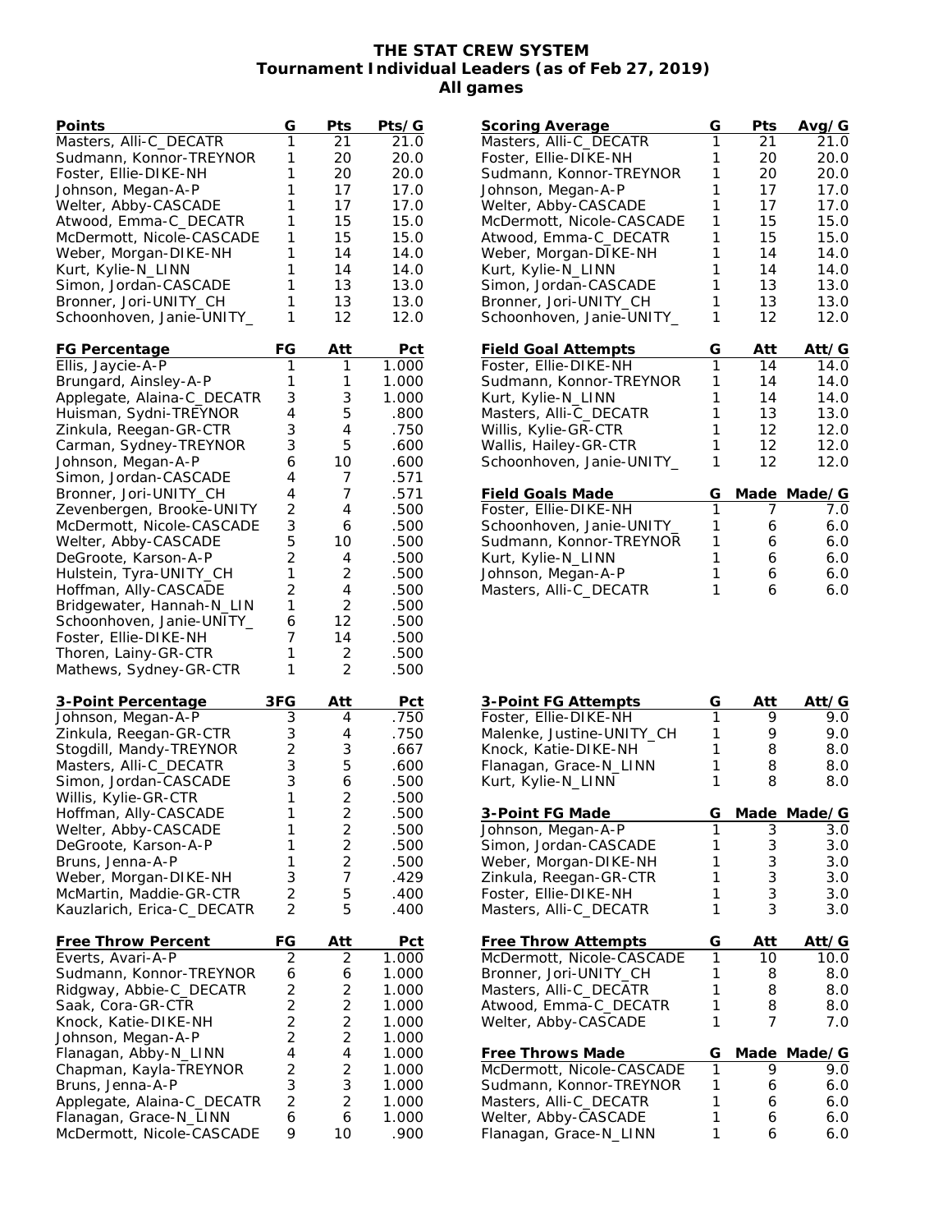# THE STAT CREW SYSTEM
## Tournament Individual Leaders (as of Feb 27, 2019)
### All games

| Points | G | Pts | Pts/G |
|---|---|---|---|
| Masters, Alli-C_DECATR | 1 | 21 | 21.0 |
| Sudmann, Konnor-TREYNOR | 1 | 20 | 20.0 |
| Foster, Ellie-DIKE-NH | 1 | 20 | 20.0 |
| Johnson, Megan-A-P | 1 | 17 | 17.0 |
| Welter, Abby-CASCADE | 1 | 17 | 17.0 |
| Atwood, Emma-C_DECATR | 1 | 15 | 15.0 |
| McDermott, Nicole-CASCADE | 1 | 15 | 15.0 |
| Weber, Morgan-DIKE-NH | 1 | 14 | 14.0 |
| Kurt, Kylie-N_LINN | 1 | 14 | 14.0 |
| Simon, Jordan-CASCADE | 1 | 13 | 13.0 |
| Bronner, Jori-UNITY_CH | 1 | 13 | 13.0 |
| Schoonhoven, Janie-UNITY_ | 1 | 12 | 12.0 |

| Scoring Average | G | Pts | Avg/G |
|---|---|---|---|
| Masters, Alli-C_DECATR | 1 | 21 | 21.0 |
| Foster, Ellie-DIKE-NH | 1 | 20 | 20.0 |
| Sudmann, Konnor-TREYNOR | 1 | 20 | 20.0 |
| Johnson, Megan-A-P | 1 | 17 | 17.0 |
| Welter, Abby-CASCADE | 1 | 17 | 17.0 |
| McDermott, Nicole-CASCADE | 1 | 15 | 15.0 |
| Atwood, Emma-C_DECATR | 1 | 15 | 15.0 |
| Weber, Morgan-DIKE-NH | 1 | 14 | 14.0 |
| Kurt, Kylie-N_LINN | 1 | 14 | 14.0 |
| Simon, Jordan-CASCADE | 1 | 13 | 13.0 |
| Bronner, Jori-UNITY_CH | 1 | 13 | 13.0 |
| Schoonhoven, Janie-UNITY_ | 1 | 12 | 12.0 |

| FG Percentage | FG | Att | Pct |
|---|---|---|---|
| Ellis, Jaycie-A-P | 1 | 1 | 1.000 |
| Brungard, Ainsley-A-P | 1 | 1 | 1.000 |
| Applegate, Alaina-C_DECATR | 3 | 3 | 1.000 |
| Huisman, Sydni-TREYNOR | 4 | 5 | .800 |
| Zinkula, Reegan-GR-CTR | 3 | 4 | .750 |
| Carman, Sydney-TREYNOR | 3 | 5 | .600 |
| Johnson, Megan-A-P | 6 | 10 | .600 |
| Simon, Jordan-CASCADE | 4 | 7 | .571 |
| Bronner, Jori-UNITY_CH | 4 | 7 | .571 |
| Zevenbergen, Brooke-UNITY | 2 | 4 | .500 |
| McDermott, Nicole-CASCADE | 3 | 6 | .500 |
| Welter, Abby-CASCADE | 5 | 10 | .500 |
| DeGroote, Karson-A-P | 2 | 4 | .500 |
| Hulstein, Tyra-UNITY_CH | 1 | 2 | .500 |
| Hoffman, Ally-CASCADE | 2 | 4 | .500 |
| Bridgewater, Hannah-N_LIN | 1 | 2 | .500 |
| Schoonhoven, Janie-UNITY_ | 6 | 12 | .500 |
| Foster, Ellie-DIKE-NH | 7 | 14 | .500 |
| Thoren, Lainy-GR-CTR | 1 | 2 | .500 |
| Mathews, Sydney-GR-CTR | 1 | 2 | .500 |

| Field Goal Attempts | G | Att | Att/G |
|---|---|---|---|
| Foster, Ellie-DIKE-NH | 1 | 14 | 14.0 |
| Sudmann, Konnor-TREYNOR | 1 | 14 | 14.0 |
| Kurt, Kylie-N_LINN | 1 | 14 | 14.0 |
| Masters, Alli-C_DECATR | 1 | 13 | 13.0 |
| Willis, Kylie-GR-CTR | 1 | 12 | 12.0 |
| Wallis, Hailey-GR-CTR | 1 | 12 | 12.0 |
| Schoonhoven, Janie-UNITY_ | 1 | 12 | 12.0 |

| Field Goals Made | G | Made | Made/G |
|---|---|---|---|
| Foster, Ellie-DIKE-NH | 1 | 7 | 7.0 |
| Schoonhoven, Janie-UNITY_ | 1 | 6 | 6.0 |
| Sudmann, Konnor-TREYNOR | 1 | 6 | 6.0 |
| Kurt, Kylie-N_LINN | 1 | 6 | 6.0 |
| Johnson, Megan-A-P | 1 | 6 | 6.0 |
| Masters, Alli-C_DECATR | 1 | 6 | 6.0 |

| 3-Point Percentage | 3FG | Att | Pct |
|---|---|---|---|
| Johnson, Megan-A-P | 3 | 4 | .750 |
| Zinkula, Reegan-GR-CTR | 3 | 4 | .750 |
| Stogdill, Mandy-TREYNOR | 2 | 3 | .667 |
| Masters, Alli-C_DECATR | 3 | 5 | .600 |
| Simon, Jordan-CASCADE | 3 | 6 | .500 |
| Willis, Kylie-GR-CTR | 1 | 2 | .500 |
| Hoffman, Ally-CASCADE | 1 | 2 | .500 |
| Welter, Abby-CASCADE | 1 | 2 | .500 |
| DeGroote, Karson-A-P | 1 | 2 | .500 |
| Bruns, Jenna-A-P | 1 | 2 | .500 |
| Weber, Morgan-DIKE-NH | 3 | 7 | .429 |
| McMartin, Maddie-GR-CTR | 2 | 5 | .400 |
| Kauzlarich, Erica-C_DECATR | 2 | 5 | .400 |

| 3-Point FG Attempts | G | Att | Att/G |
|---|---|---|---|
| Foster, Ellie-DIKE-NH | 1 | 9 | 9.0 |
| Malenke, Justine-UNITY_CH | 1 | 9 | 9.0 |
| Knock, Katie-DIKE-NH | 1 | 8 | 8.0 |
| Flanagan, Grace-N_LINN | 1 | 8 | 8.0 |
| Kurt, Kylie-N_LINN | 1 | 8 | 8.0 |

| 3-Point FG Made | G | Made | Made/G |
|---|---|---|---|
| Johnson, Megan-A-P | 1 | 3 | 3.0 |
| Simon, Jordan-CASCADE | 1 | 3 | 3.0 |
| Weber, Morgan-DIKE-NH | 1 | 3 | 3.0 |
| Zinkula, Reegan-GR-CTR | 1 | 3 | 3.0 |
| Foster, Ellie-DIKE-NH | 1 | 3 | 3.0 |
| Masters, Alli-C_DECATR | 1 | 3 | 3.0 |

| Free Throw Percent | FG | Att | Pct |
|---|---|---|---|
| Everts, Avari-A-P | 2 | 2 | 1.000 |
| Sudmann, Konnor-TREYNOR | 6 | 6 | 1.000 |
| Ridgway, Abbie-C_DECATR | 2 | 2 | 1.000 |
| Saak, Cora-GR-CTR | 2 | 2 | 1.000 |
| Knock, Katie-DIKE-NH | 2 | 2 | 1.000 |
| Johnson, Megan-A-P | 2 | 2 | 1.000 |
| Flanagan, Abby-N_LINN | 4 | 4 | 1.000 |
| Chapman, Kayla-TREYNOR | 2 | 2 | 1.000 |
| Bruns, Jenna-A-P | 3 | 3 | 1.000 |
| Applegate, Alaina-C_DECATR | 2 | 2 | 1.000 |
| Flanagan, Grace-N_LINN | 6 | 6 | 1.000 |
| McDermott, Nicole-CASCADE | 9 | 10 | .900 |

| Free Throw Attempts | G | Att | Att/G |
|---|---|---|---|
| McDermott, Nicole-CASCADE | 1 | 10 | 10.0 |
| Bronner, Jori-UNITY_CH | 1 | 8 | 8.0 |
| Masters, Alli-C_DECATR | 1 | 8 | 8.0 |
| Atwood, Emma-C_DECATR | 1 | 8 | 8.0 |
| Welter, Abby-CASCADE | 1 | 7 | 7.0 |

| Free Throws Made | G | Made | Made/G |
|---|---|---|---|
| McDermott, Nicole-CASCADE | 1 | 9 | 9.0 |
| Sudmann, Konnor-TREYNOR | 1 | 6 | 6.0 |
| Masters, Alli-C_DECATR | 1 | 6 | 6.0 |
| Welter, Abby-CASCADE | 1 | 6 | 6.0 |
| Flanagan, Grace-N_LINN | 1 | 6 | 6.0 |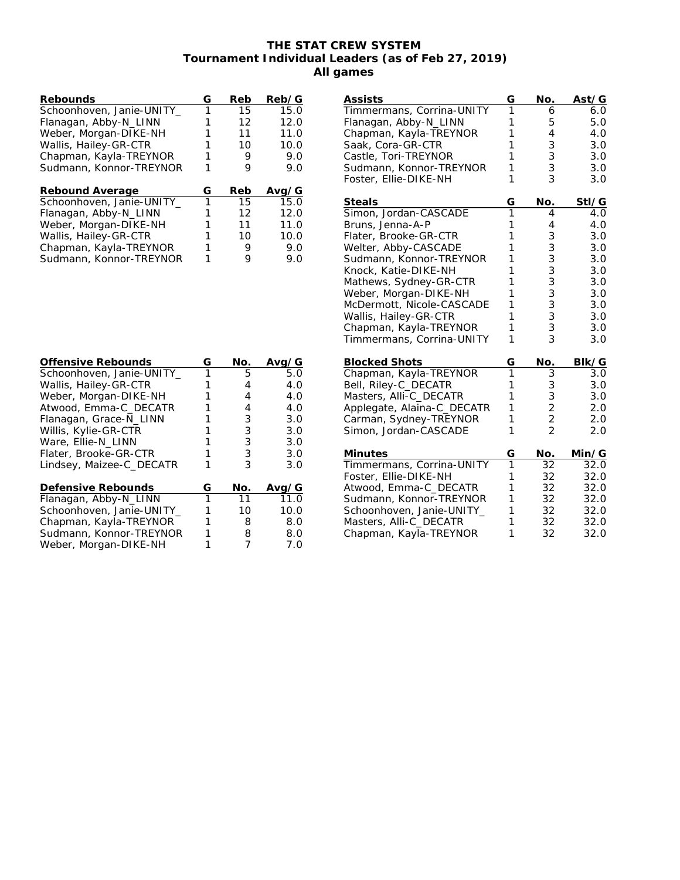# THE STAT CREW SYSTEM
## Tournament Individual Leaders (as of Feb 27, 2019)
## All games

| Rebounds | G | Reb | Reb/G |
|---|---|---|---|
| Schoonhoven, Janie-UNITY_ | 1 | 15 | 15.0 |
| Flanagan, Abby-N_LINN | 1 | 12 | 12.0 |
| Weber, Morgan-DIKE-NH | 1 | 11 | 11.0 |
| Wallis, Hailey-GR-CTR | 1 | 10 | 10.0 |
| Chapman, Kayla-TREYNOR | 1 | 9 | 9.0 |
| Sudmann, Konnor-TREYNOR | 1 | 9 | 9.0 |

| Rebound Average | G | Reb | Avg/G |
|---|---|---|---|
| Schoonhoven, Janie-UNITY_ | 1 | 15 | 15.0 |
| Flanagan, Abby-N_LINN | 1 | 12 | 12.0 |
| Weber, Morgan-DIKE-NH | 1 | 11 | 11.0 |
| Wallis, Hailey-GR-CTR | 1 | 10 | 10.0 |
| Chapman, Kayla-TREYNOR | 1 | 9 | 9.0 |
| Sudmann, Konnor-TREYNOR | 1 | 9 | 9.0 |

| Offensive Rebounds | G | No. | Avg/G |
|---|---|---|---|
| Schoonhoven, Janie-UNITY_ | 1 | 5 | 5.0 |
| Wallis, Hailey-GR-CTR | 1 | 4 | 4.0 |
| Weber, Morgan-DIKE-NH | 1 | 4 | 4.0 |
| Atwood, Emma-C_DECATR | 1 | 4 | 4.0 |
| Flanagan, Grace-N_LINN | 1 | 3 | 3.0 |
| Willis, Kylie-GR-CTR | 1 | 3 | 3.0 |
| Ware, Ellie-N_LINN | 1 | 3 | 3.0 |
| Flater, Brooke-GR-CTR | 1 | 3 | 3.0 |
| Lindsey, Maizee-C_DECATR | 1 | 3 | 3.0 |

| Defensive Rebounds | G | No. | Avg/G |
|---|---|---|---|
| Flanagan, Abby-N_LINN | 1 | 11 | 11.0 |
| Schoonhoven, Janie-UNITY_ | 1 | 10 | 10.0 |
| Chapman, Kayla-TREYNOR | 1 | 8 | 8.0 |
| Sudmann, Konnor-TREYNOR | 1 | 8 | 8.0 |
| Weber, Morgan-DIKE-NH | 1 | 7 | 7.0 |

| Assists | G | No. | Ast/G |
|---|---|---|---|
| Timmermans, Corrina-UNITY | 1 | 6 | 6.0 |
| Flanagan, Abby-N_LINN | 1 | 5 | 5.0 |
| Chapman, Kayla-TREYNOR | 1 | 4 | 4.0 |
| Saak, Cora-GR-CTR | 1 | 3 | 3.0 |
| Castle, Tori-TREYNOR | 1 | 3 | 3.0 |
| Sudmann, Konnor-TREYNOR | 1 | 3 | 3.0 |
| Foster, Ellie-DIKE-NH | 1 | 3 | 3.0 |

| Steals | G | No. | Stl/G |
|---|---|---|---|
| Simon, Jordan-CASCADE | 1 | 4 | 4.0 |
| Bruns, Jenna-A-P | 1 | 4 | 4.0 |
| Flater, Brooke-GR-CTR | 1 | 3 | 3.0 |
| Welter, Abby-CASCADE | 1 | 3 | 3.0 |
| Sudmann, Konnor-TREYNOR | 1 | 3 | 3.0 |
| Knock, Katie-DIKE-NH | 1 | 3 | 3.0 |
| Mathews, Sydney-GR-CTR | 1 | 3 | 3.0 |
| Weber, Morgan-DIKE-NH | 1 | 3 | 3.0 |
| McDermott, Nicole-CASCADE | 1 | 3 | 3.0 |
| Wallis, Hailey-GR-CTR | 1 | 3 | 3.0 |
| Chapman, Kayla-TREYNOR | 1 | 3 | 3.0 |
| Timmermans, Corrina-UNITY | 1 | 3 | 3.0 |

| Blocked Shots | G | No. | Blk/G |
|---|---|---|---|
| Chapman, Kayla-TREYNOR | 1 | 3 | 3.0 |
| Bell, Riley-C_DECATR | 1 | 3 | 3.0 |
| Masters, Alli-C_DECATR | 1 | 3 | 3.0 |
| Applegate, Alaina-C_DECATR | 1 | 2 | 2.0 |
| Carman, Sydney-TREYNOR | 1 | 2 | 2.0 |
| Simon, Jordan-CASCADE | 1 | 2 | 2.0 |

| Minutes | G | No. | Min/G |
|---|---|---|---|
| Timmermans, Corrina-UNITY | 1 | 32 | 32.0 |
| Foster, Ellie-DIKE-NH | 1 | 32 | 32.0 |
| Atwood, Emma-C_DECATR | 1 | 32 | 32.0 |
| Sudmann, Konnor-TREYNOR | 1 | 32 | 32.0 |
| Schoonhoven, Janie-UNITY_ | 1 | 32 | 32.0 |
| Masters, Alli-C_DECATR | 1 | 32 | 32.0 |
| Chapman, Kayla-TREYNOR | 1 | 32 | 32.0 |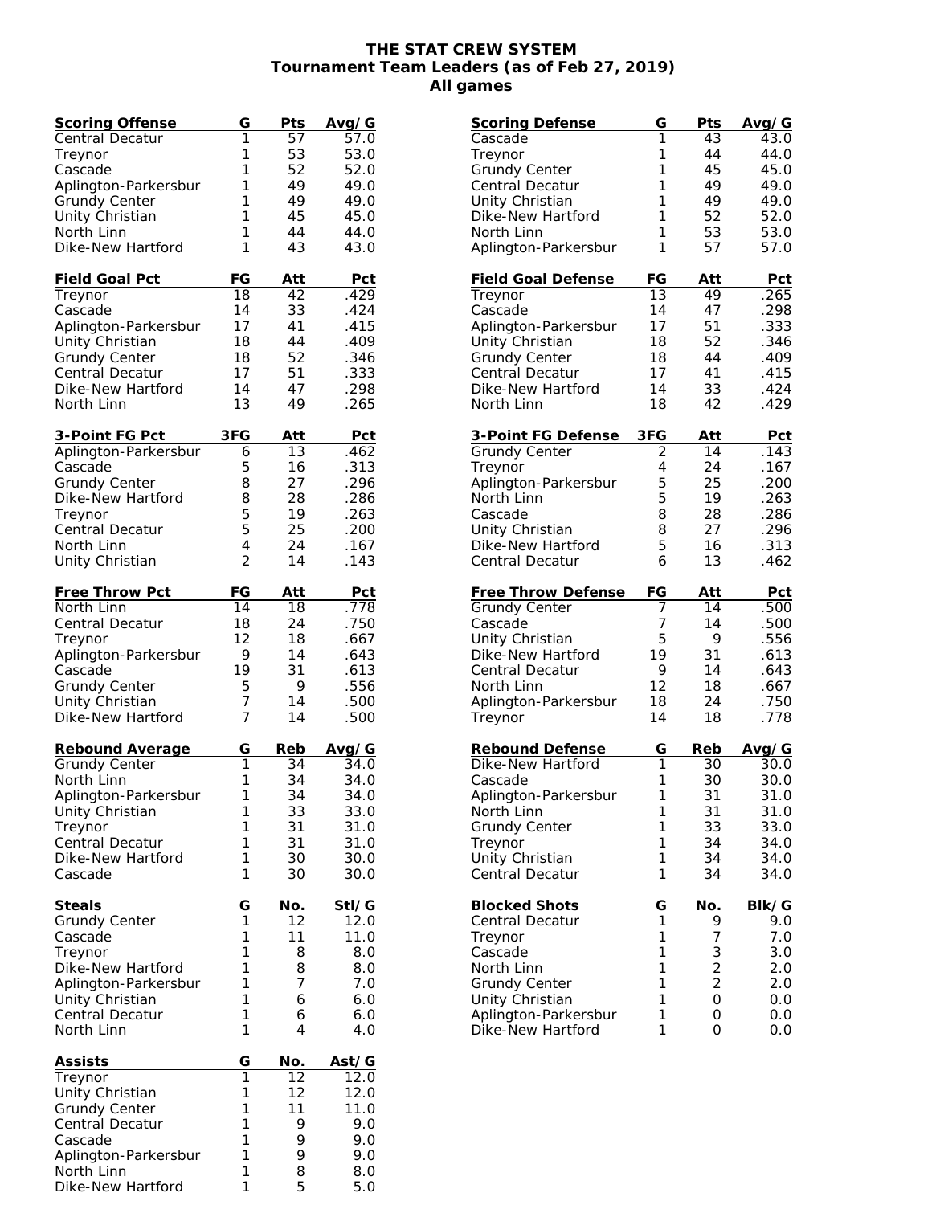# THE STAT CREW SYSTEM
## Tournament Team Leaders (as of Feb 27, 2019)
## All games

| Scoring Offense | G | Pts | Avg/G |
|---|---|---|---|
| Central Decatur | 1 | 57 | 57.0 |
| Treynor | 1 | 53 | 53.0 |
| Cascade | 1 | 52 | 52.0 |
| Aplington-Parkersbur | 1 | 49 | 49.0 |
| Grundy Center | 1 | 49 | 49.0 |
| Unity Christian | 1 | 45 | 45.0 |
| North Linn | 1 | 44 | 44.0 |
| Dike-New Hartford | 1 | 43 | 43.0 |

| Field Goal Pct | FG | Att | Pct |
|---|---|---|---|
| Treynor | 18 | 42 | .429 |
| Cascade | 14 | 33 | .424 |
| Aplington-Parkersbur | 17 | 41 | .415 |
| Unity Christian | 18 | 44 | .409 |
| Grundy Center | 18 | 52 | .346 |
| Central Decatur | 17 | 51 | .333 |
| Dike-New Hartford | 14 | 47 | .298 |
| North Linn | 13 | 49 | .265 |

| 3-Point FG Pct | 3FG | Att | Pct |
|---|---|---|---|
| Aplington-Parkersbur | 6 | 13 | .462 |
| Cascade | 5 | 16 | .313 |
| Grundy Center | 8 | 27 | .296 |
| Dike-New Hartford | 8 | 28 | .286 |
| Treynor | 5 | 19 | .263 |
| Central Decatur | 5 | 25 | .200 |
| North Linn | 4 | 24 | .167 |
| Unity Christian | 2 | 14 | .143 |

| Free Throw Pct | FG | Att | Pct |
|---|---|---|---|
| North Linn | 14 | 18 | .778 |
| Central Decatur | 18 | 24 | .750 |
| Treynor | 12 | 18 | .667 |
| Aplington-Parkersbur | 9 | 14 | .643 |
| Cascade | 19 | 31 | .613 |
| Grundy Center | 5 | 9 | .556 |
| Unity Christian | 7 | 14 | .500 |
| Dike-New Hartford | 7 | 14 | .500 |

| Rebound Average | G | Reb | Avg/G |
|---|---|---|---|
| Grundy Center | 1 | 34 | 34.0 |
| North Linn | 1 | 34 | 34.0 |
| Aplington-Parkersbur | 1 | 34 | 34.0 |
| Unity Christian | 1 | 33 | 33.0 |
| Treynor | 1 | 31 | 31.0 |
| Central Decatur | 1 | 31 | 31.0 |
| Dike-New Hartford | 1 | 30 | 30.0 |
| Cascade | 1 | 30 | 30.0 |

| Steals | G | No. | Stl/G |
|---|---|---|---|
| Grundy Center | 1 | 12 | 12.0 |
| Cascade | 1 | 11 | 11.0 |
| Treynor | 1 | 8 | 8.0 |
| Dike-New Hartford | 1 | 8 | 8.0 |
| Aplington-Parkersbur | 1 | 7 | 7.0 |
| Unity Christian | 1 | 6 | 6.0 |
| Central Decatur | 1 | 6 | 6.0 |
| North Linn | 1 | 4 | 4.0 |

| Assists | G | No. | Ast/G |
|---|---|---|---|
| Treynor | 1 | 12 | 12.0 |
| Unity Christian | 1 | 12 | 12.0 |
| Grundy Center | 1 | 11 | 11.0 |
| Central Decatur | 1 | 9 | 9.0 |
| Cascade | 1 | 9 | 9.0 |
| Aplington-Parkersbur | 1 | 9 | 9.0 |
| North Linn | 1 | 8 | 8.0 |
| Dike-New Hartford | 1 | 5 | 5.0 |

| Scoring Defense | G | Pts | Avg/G |
|---|---|---|---|
| Cascade | 1 | 43 | 43.0 |
| Treynor | 1 | 44 | 44.0 |
| Grundy Center | 1 | 45 | 45.0 |
| Central Decatur | 1 | 49 | 49.0 |
| Unity Christian | 1 | 49 | 49.0 |
| Dike-New Hartford | 1 | 52 | 52.0 |
| North Linn | 1 | 53 | 53.0 |
| Aplington-Parkersbur | 1 | 57 | 57.0 |

| Field Goal Defense | FG | Att | Pct |
|---|---|---|---|
| Treynor | 13 | 49 | .265 |
| Cascade | 14 | 47 | .298 |
| Aplington-Parkersbur | 17 | 51 | .333 |
| Unity Christian | 18 | 52 | .346 |
| Grundy Center | 18 | 44 | .409 |
| Central Decatur | 17 | 41 | .415 |
| Dike-New Hartford | 14 | 33 | .424 |
| North Linn | 18 | 42 | .429 |

| 3-Point FG Defense | 3FG | Att | Pct |
|---|---|---|---|
| Grundy Center | 2 | 14 | .143 |
| Treynor | 4 | 24 | .167 |
| Aplington-Parkersbur | 5 | 25 | .200 |
| North Linn | 5 | 19 | .263 |
| Cascade | 8 | 28 | .286 |
| Unity Christian | 8 | 27 | .296 |
| Dike-New Hartford | 5 | 16 | .313 |
| Central Decatur | 6 | 13 | .462 |

| Free Throw Defense | FG | Att | Pct |
|---|---|---|---|
| Grundy Center | 7 | 14 | .500 |
| Cascade | 7 | 14 | .500 |
| Unity Christian | 5 | 9 | .556 |
| Dike-New Hartford | 19 | 31 | .613 |
| Central Decatur | 9 | 14 | .643 |
| North Linn | 12 | 18 | .667 |
| Aplington-Parkersbur | 18 | 24 | .750 |
| Treynor | 14 | 18 | .778 |

| Rebound Defense | G | Reb | Avg/G |
|---|---|---|---|
| Dike-New Hartford | 1 | 30 | 30.0 |
| Cascade | 1 | 30 | 30.0 |
| Aplington-Parkersbur | 1 | 31 | 31.0 |
| North Linn | 1 | 31 | 31.0 |
| Grundy Center | 1 | 33 | 33.0 |
| Treynor | 1 | 34 | 34.0 |
| Unity Christian | 1 | 34 | 34.0 |
| Central Decatur | 1 | 34 | 34.0 |

| Blocked Shots | G | No. | Blk/G |
|---|---|---|---|
| Central Decatur | 1 | 9 | 9.0 |
| Treynor | 1 | 7 | 7.0 |
| Cascade | 1 | 3 | 3.0 |
| North Linn | 1 | 2 | 2.0 |
| Grundy Center | 1 | 2 | 2.0 |
| Unity Christian | 1 | 0 | 0.0 |
| Aplington-Parkersbur | 1 | 0 | 0.0 |
| Dike-New Hartford | 1 | 0 | 0.0 |